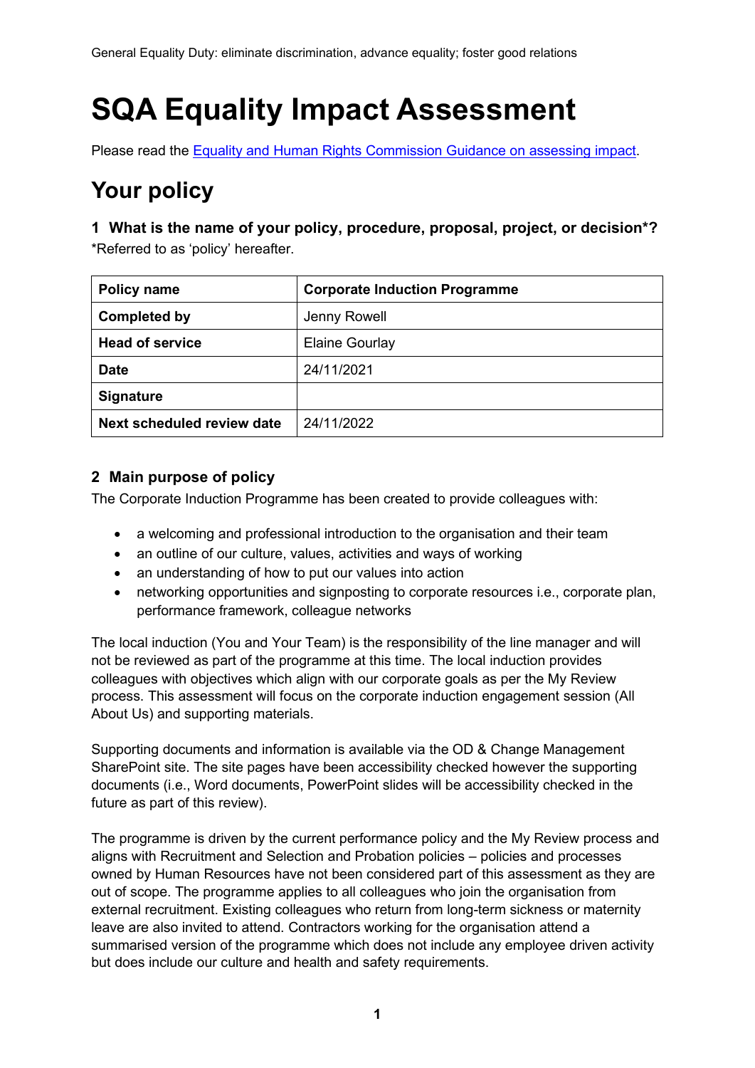General Equality Duty: eliminate discrimination, advance equality; foster good relations

# SQA Equality Impact Assessment

Please read the [Equality and Human Rights Commission Guidance on assessing impact](#).

## Your policy

### 1 What is the name of your policy, procedure, proposal, project, or decision*?

*Referred to as 'policy' hereafter.

| **Policy name** | **Corporate Induction Programme** |
|---|---|
| **Completed by** | Jenny Rowell |
| **Head of service** | Elaine Gourlay |
| **Date** | 24/11/2021 |
| **Signature** | |
| **Next scheduled review date** | 24/11/2022 |

### 2 Main purpose of policy

The Corporate Induction Programme has been created to provide colleagues with:

- a welcoming and professional introduction to the organisation and their team
- an outline of our culture, values, activities and ways of working
- an understanding of how to put our values into action
- networking opportunities and signposting to corporate resources i.e., corporate plan, performance framework, colleague networks

The local induction (You and Your Team) is the responsibility of the line manager and will not be reviewed as part of the programme at this time. The local induction provides colleagues with objectives which align with our corporate goals as per the My Review process. This assessment will focus on the corporate induction engagement session (All About Us) and supporting materials.

Supporting documents and information is available via the OD & Change Management SharePoint site. The site pages have been accessibility checked however the supporting documents (i.e., Word documents, PowerPoint slides will be accessibility checked in the future as part of this review).

The programme is driven by the current performance policy and the My Review process and aligns with Recruitment and Selection and Probation policies – policies and processes owned by Human Resources have not been considered part of this assessment as they are out of scope. The programme applies to all colleagues who join the organisation from external recruitment. Existing colleagues who return from long-term sickness or maternity leave are also invited to attend. Contractors working for the organisation attend a summarised version of the programme which does not include any employee driven activity but does include our culture and health and safety requirements.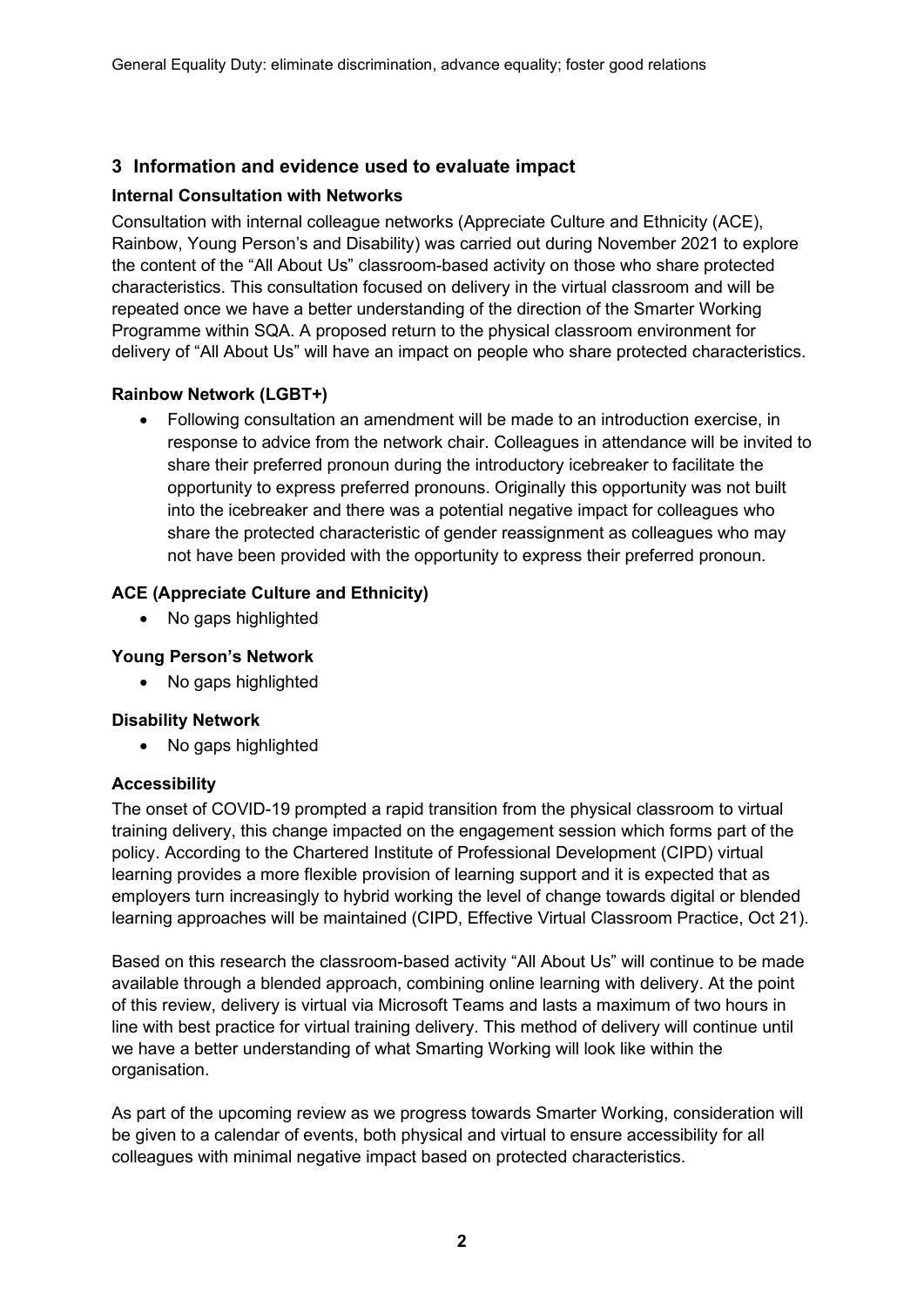General Equality Duty: eliminate discrimination, advance equality; foster good relations

## 3 Information and evidence used to evaluate impact

### Internal Consultation with Networks

Consultation with internal colleague networks (Appreciate Culture and Ethnicity (ACE), Rainbow, Young Person's and Disability) was carried out during November 2021 to explore the content of the "All About Us" classroom-based activity on those who share protected characteristics. This consultation focused on delivery in the virtual classroom and will be repeated once we have a better understanding of the direction of the Smarter Working Programme within SQA. A proposed return to the physical classroom environment for delivery of "All About Us" will have an impact on people who share protected characteristics.

### Rainbow Network (LGBT+)

- Following consultation an amendment will be made to an introduction exercise, in response to advice from the network chair. Colleagues in attendance will be invited to share their preferred pronoun during the introductory icebreaker to facilitate the opportunity to express preferred pronouns. Originally this opportunity was not built into the icebreaker and there was a potential negative impact for colleagues who share the protected characteristic of gender reassignment as colleagues who may not have been provided with the opportunity to express their preferred pronoun.

### ACE (Appreciate Culture and Ethnicity)

- No gaps highlighted

### Young Person's Network

- No gaps highlighted

### Disability Network

- No gaps highlighted

### Accessibility

The onset of COVID-19 prompted a rapid transition from the physical classroom to virtual training delivery, this change impacted on the engagement session which forms part of the policy. According to the Chartered Institute of Professional Development (CIPD) virtual learning provides a more flexible provision of learning support and it is expected that as employers turn increasingly to hybrid working the level of change towards digital or blended learning approaches will be maintained (CIPD, Effective Virtual Classroom Practice, Oct 21).

Based on this research the classroom-based activity "All About Us" will continue to be made available through a blended approach, combining online learning with delivery. At the point of this review, delivery is virtual via Microsoft Teams and lasts a maximum of two hours in line with best practice for virtual training delivery. This method of delivery will continue until we have a better understanding of what Smarting Working will look like within the organisation.

As part of the upcoming review as we progress towards Smarter Working, consideration will be given to a calendar of events, both physical and virtual to ensure accessibility for all colleagues with minimal negative impact based on protected characteristics.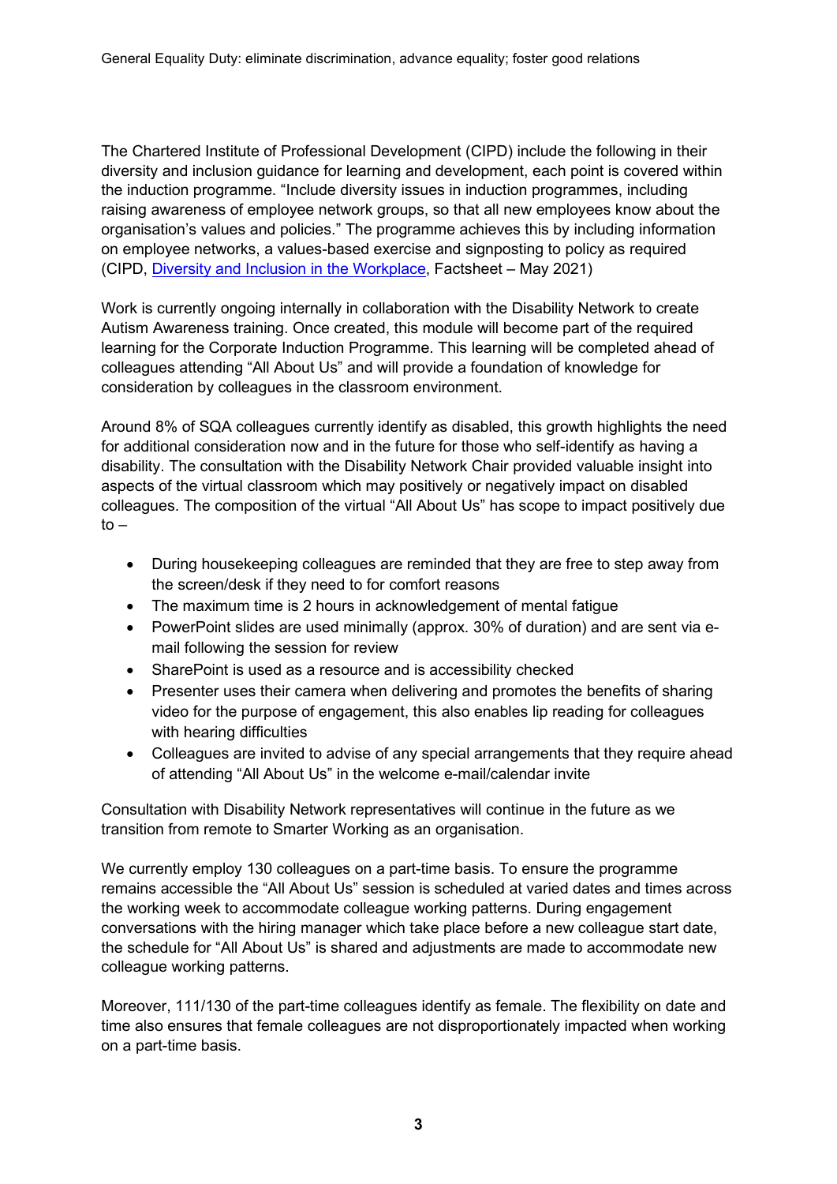General Equality Duty: eliminate discrimination, advance equality; foster good relations

The Chartered Institute of Professional Development (CIPD) include the following in their diversity and inclusion guidance for learning and development, each point is covered within the induction programme. "Include diversity issues in induction programmes, including raising awareness of employee network groups, so that all new employees know about the organisation's values and policies." The programme achieves this by including information on employee networks, a values-based exercise and signposting to policy as required (CIPD, Diversity and Inclusion in the Workplace, Factsheet – May 2021)

Work is currently ongoing internally in collaboration with the Disability Network to create Autism Awareness training. Once created, this module will become part of the required learning for the Corporate Induction Programme. This learning will be completed ahead of colleagues attending "All About Us" and will provide a foundation of knowledge for consideration by colleagues in the classroom environment.

Around 8% of SQA colleagues currently identify as disabled, this growth highlights the need for additional consideration now and in the future for those who self-identify as having a disability. The consultation with the Disability Network Chair provided valuable insight into aspects of the virtual classroom which may positively or negatively impact on disabled colleagues. The composition of the virtual "All About Us" has scope to impact positively due to –

- During housekeeping colleagues are reminded that they are free to step away from the screen/desk if they need to for comfort reasons
- The maximum time is 2 hours in acknowledgement of mental fatigue
- PowerPoint slides are used minimally (approx. 30% of duration) and are sent via e-mail following the session for review
- SharePoint is used as a resource and is accessibility checked
- Presenter uses their camera when delivering and promotes the benefits of sharing video for the purpose of engagement, this also enables lip reading for colleagues with hearing difficulties
- Colleagues are invited to advise of any special arrangements that they require ahead of attending "All About Us" in the welcome e-mail/calendar invite

Consultation with Disability Network representatives will continue in the future as we transition from remote to Smarter Working as an organisation.

We currently employ 130 colleagues on a part-time basis. To ensure the programme remains accessible the "All About Us" session is scheduled at varied dates and times across the working week to accommodate colleague working patterns. During engagement conversations with the hiring manager which take place before a new colleague start date, the schedule for "All About Us" is shared and adjustments are made to accommodate new colleague working patterns.

Moreover, 111/130 of the part-time colleagues identify as female. The flexibility on date and time also ensures that female colleagues are not disproportionately impacted when working on a part-time basis.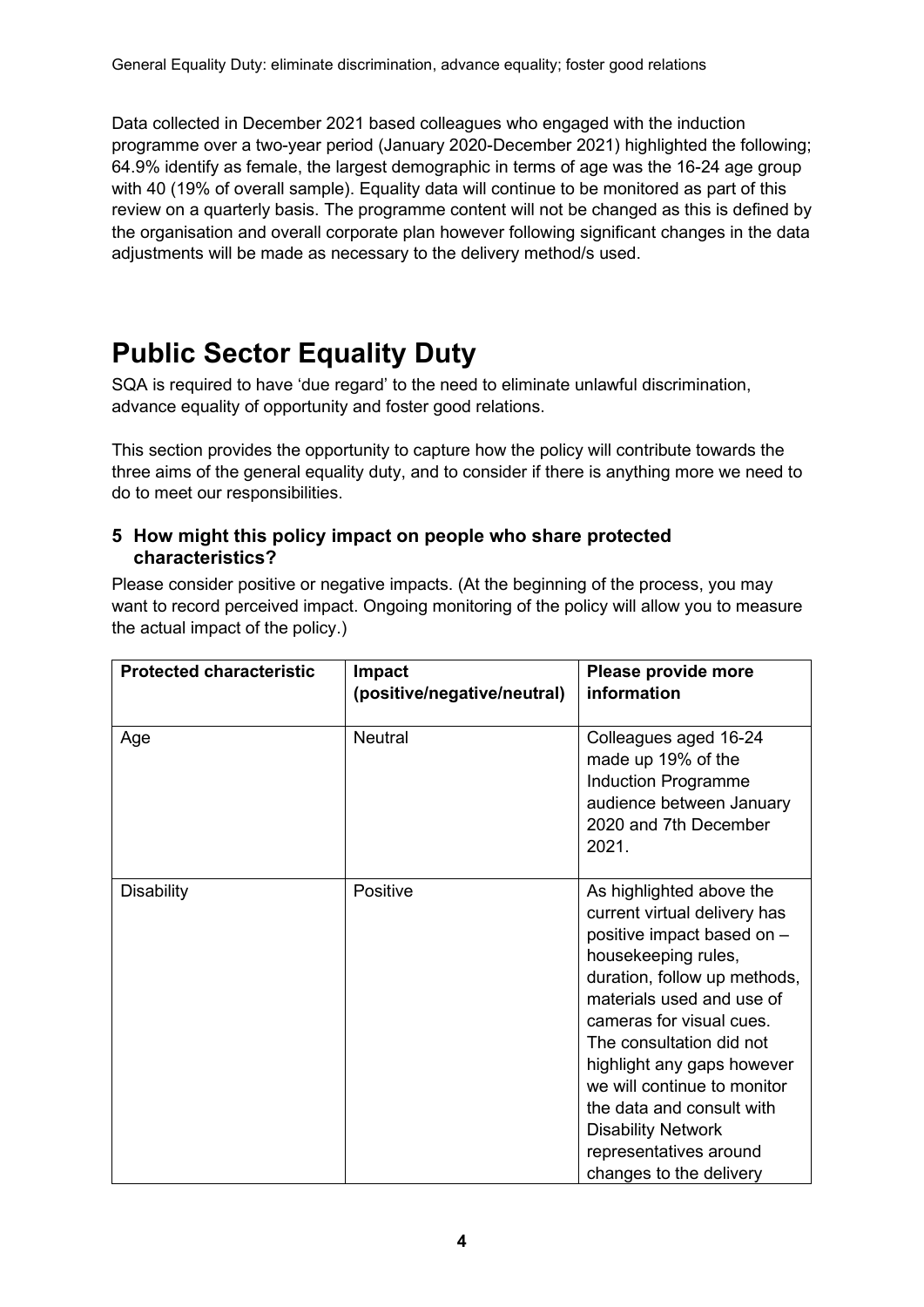Data collected in December 2021 based colleagues who engaged with the induction programme over a two-year period (January 2020-December 2021) highlighted the following; 64.9% identify as female, the largest demographic in terms of age was the 16-24 age group with 40 (19% of overall sample). Equality data will continue to be monitored as part of this review on a quarterly basis. The programme content will not be changed as this is defined by the organisation and overall corporate plan however following significant changes in the data adjustments will be made as necessary to the delivery method/s used.

# Public Sector Equality Duty

SQA is required to have 'due regard' to the need to eliminate unlawful discrimination, advance equality of opportunity and foster good relations.

This section provides the opportunity to capture how the policy will contribute towards the three aims of the general equality duty, and to consider if there is anything more we need to do to meet our responsibilities.

### 5 How might this policy impact on people who share protected characteristics?

Please consider positive or negative impacts. (At the beginning of the process, you may want to record perceived impact. Ongoing monitoring of the policy will allow you to measure the actual impact of the policy.)

| Protected characteristic | Impact (positive/negative/neutral) | Please provide more information |
|---|---|---|
| Age | Neutral | Colleagues aged 16-24 made up 19% of the Induction Programme audience between January 2020 and 7th December 2021. |
| Disability | Positive | As highlighted above the current virtual delivery has positive impact based on – housekeeping rules, duration, follow up methods, materials used and use of cameras for visual cues. The consultation did not highlight any gaps however we will continue to monitor the data and consult with Disability Network representatives around changes to the delivery |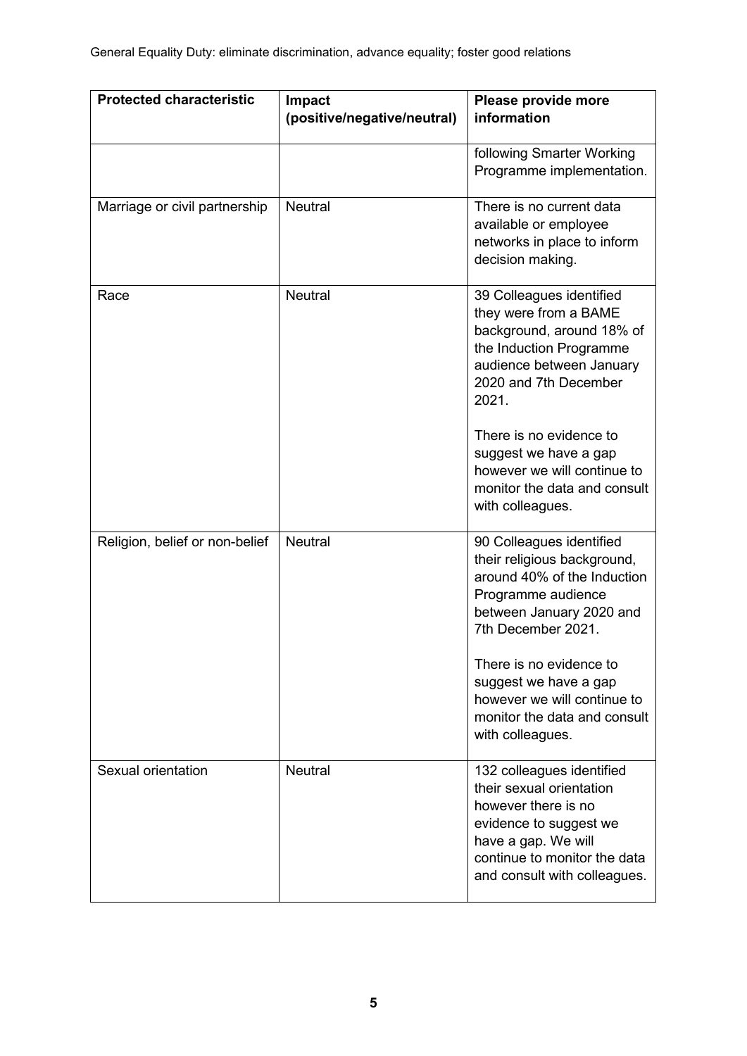| Protected characteristic | Impact (positive/negative/neutral) | Please provide more information |
|---|---|---|
| | | following Smarter Working Programme implementation. |
| Marriage or civil partnership | Neutral | There is no current data available or employee networks in place to inform decision making. |
| Race | Neutral | 39 Colleagues identified they were from a BAME background, around 18% of the Induction Programme audience between January 2020 and 7th December 2021.<br><br>There is no evidence to suggest we have a gap however we will continue to monitor the data and consult with colleagues. |
| Religion, belief or non-belief | Neutral | 90 Colleagues identified their religious background, around 40% of the Induction Programme audience between January 2020 and 7th December 2021.<br><br>There is no evidence to suggest we have a gap however we will continue to monitor the data and consult with colleagues. |
| Sexual orientation | Neutral | 132 colleagues identified their sexual orientation however there is no evidence to suggest we have a gap. We will continue to monitor the data and consult with colleagues. |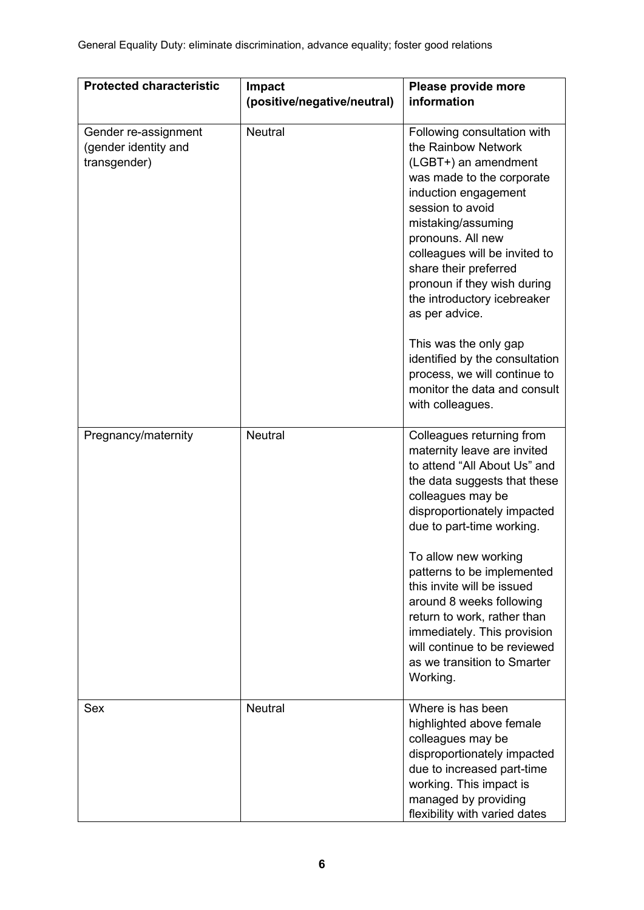General Equality Duty: eliminate discrimination, advance equality; foster good relations

| Protected characteristic | Impact (positive/negative/neutral) | Please provide more information |
| --- | --- | --- |
| Gender re-assignment (gender identity and transgender) | Neutral | Following consultation with the Rainbow Network (LGBT+) an amendment was made to the corporate induction engagement session to avoid mistaking/assuming pronouns. All new colleagues will be invited to share their preferred pronoun if they wish during the introductory icebreaker as per advice.<br><br>This was the only gap identified by the consultation process, we will continue to monitor the data and consult with colleagues. |
| Pregnancy/maternity | Neutral | Colleagues returning from maternity leave are invited to attend "All About Us" and the data suggests that these colleagues may be disproportionately impacted due to part-time working.<br><br>To allow new working patterns to be implemented this invite will be issued around 8 weeks following return to work, rather than immediately. This provision will continue to be reviewed as we transition to Smarter Working. |
| Sex | Neutral | Where is has been highlighted above female colleagues may be disproportionately impacted due to increased part-time working. This impact is managed by providing flexibility with varied dates |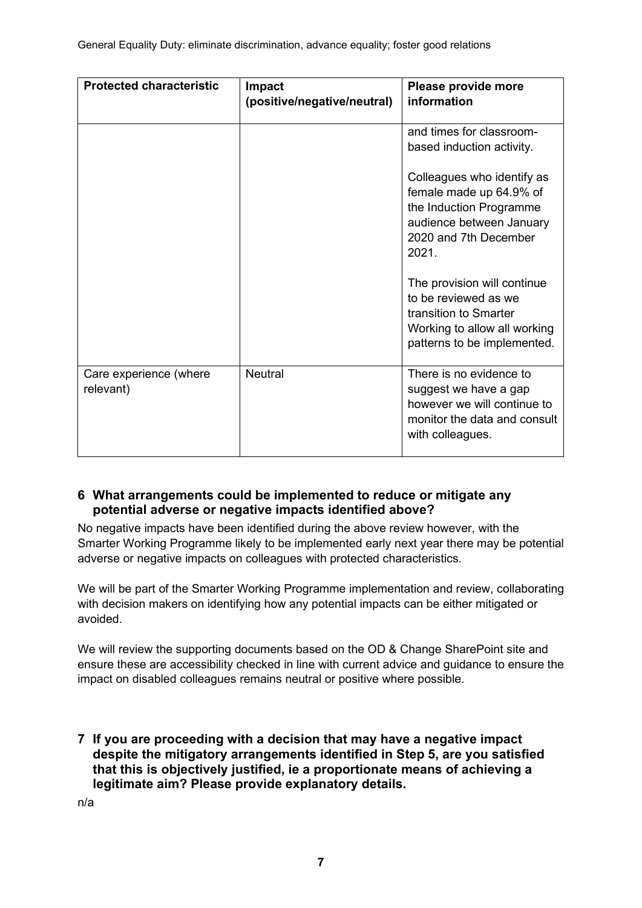General Equality Duty: eliminate discrimination, advance equality; foster good relations

| Protected characteristic | Impact (positive/negative/neutral) | Please provide more information |
|---|---|---|
| | | and times for classroom-based induction activity.<br><br>Colleagues who identify as female made up 64.9% of the Induction Programme audience between January 2020 and 7th December 2021.<br><br>The provision will continue to be reviewed as we transition to Smarter Working to allow all working patterns to be implemented. |
| Care experience (where relevant) | Neutral | There is no evidence to suggest we have a gap however we will continue to monitor the data and consult with colleagues. |

## 6 What arrangements could be implemented to reduce or mitigate any potential adverse or negative impacts identified above?

No negative impacts have been identified during the above review however, with the Smarter Working Programme likely to be implemented early next year there may be potential adverse or negative impacts on colleagues with protected characteristics.

We will be part of the Smarter Working Programme implementation and review, collaborating with decision makers on identifying how any potential impacts can be either mitigated or avoided.

We will review the supporting documents based on the OD & Change SharePoint site and ensure these are accessibility checked in line with current advice and guidance to ensure the impact on disabled colleagues remains neutral or positive where possible.

## 7 If you are proceeding with a decision that may have a negative impact despite the mitigatory arrangements identified in Step 5, are you satisfied that this is objectively justified, ie a proportionate means of achieving a legitimate aim? Please provide explanatory details.

n/a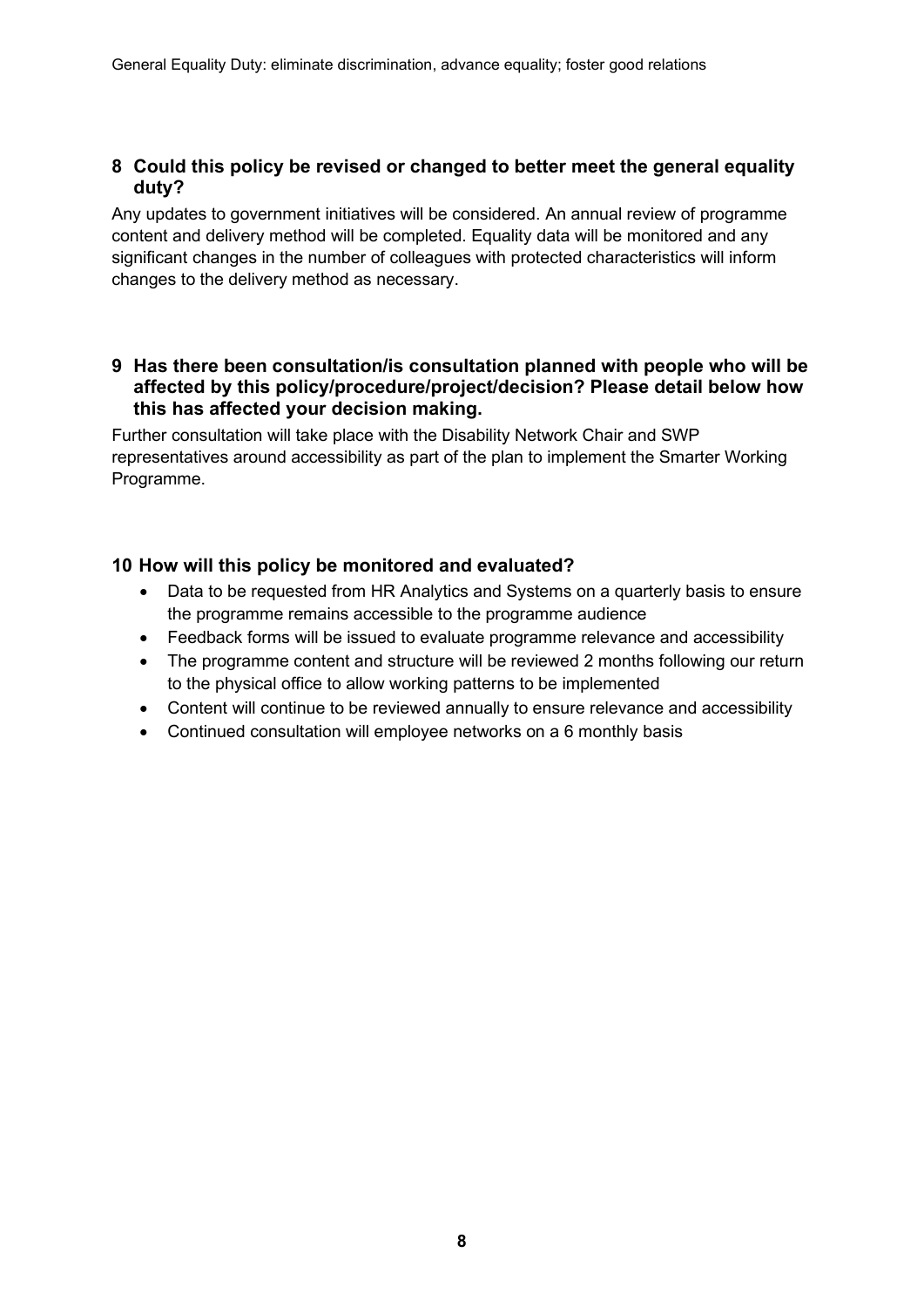## 8 Could this policy be revised or changed to better meet the general equality duty?

Any updates to government initiatives will be considered. An annual review of programme content and delivery method will be completed. Equality data will be monitored and any significant changes in the number of colleagues with protected characteristics will inform changes to the delivery method as necessary.

## 9 Has there been consultation/is consultation planned with people who will be affected by this policy/procedure/project/decision? Please detail below how this has affected your decision making.

Further consultation will take place with the Disability Network Chair and SWP representatives around accessibility as part of the plan to implement the Smarter Working Programme.

## 10 How will this policy be monitored and evaluated?

- Data to be requested from HR Analytics and Systems on a quarterly basis to ensure the programme remains accessible to the programme audience
- Feedback forms will be issued to evaluate programme relevance and accessibility
- The programme content and structure will be reviewed 2 months following our return to the physical office to allow working patterns to be implemented
- Content will continue to be reviewed annually to ensure relevance and accessibility
- Continued consultation will employee networks on a 6 monthly basis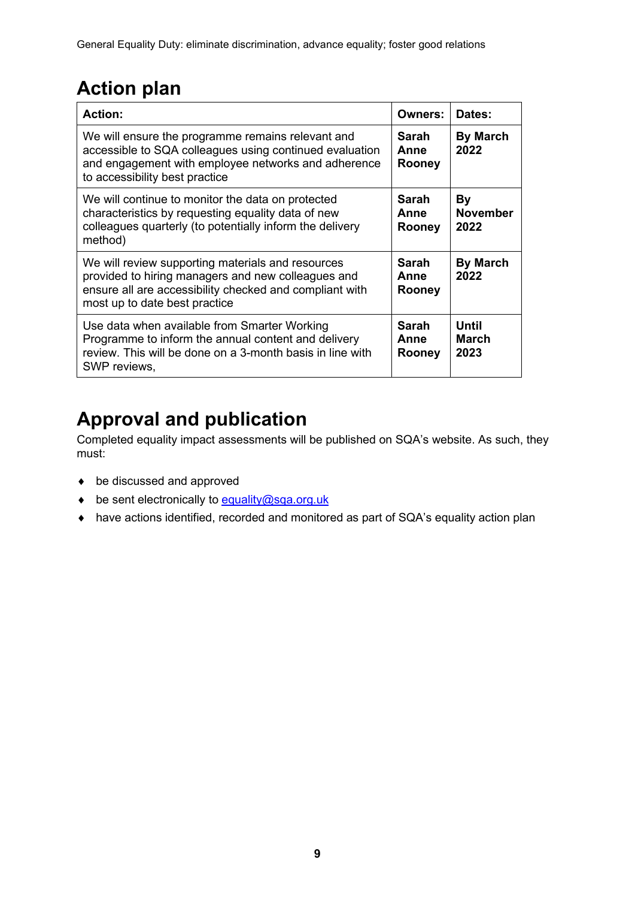## Action plan

| **Action:** | **Owners:** | **Dates:** |
|---|---|---|
| We will ensure the programme remains relevant and accessible to SQA colleagues using continued evaluation and engagement with employee networks and adherence to accessibility best practice | **Sarah Anne Rooney** | **By March 2022** |
| We will continue to monitor the data on protected characteristics by requesting equality data of new colleagues quarterly (to potentially inform the delivery method) | **Sarah Anne Rooney** | **By November 2022** |
| We will review supporting materials and resources provided to hiring managers and new colleagues and ensure all are accessibility checked and compliant with most up to date best practice | **Sarah Anne Rooney** | **By March 2022** |
| Use data when available from Smarter Working Programme to inform the annual content and delivery review. This will be done on a 3-month basis in line with SWP reviews, | **Sarah Anne Rooney** | **Until March 2023** |

## Approval and publication

Completed equality impact assessments will be published on SQA's website. As such, they must:

- be discussed and approved
- be sent electronically to equality@sqa.org.uk
- have actions identified, recorded and monitored as part of SQA's equality action plan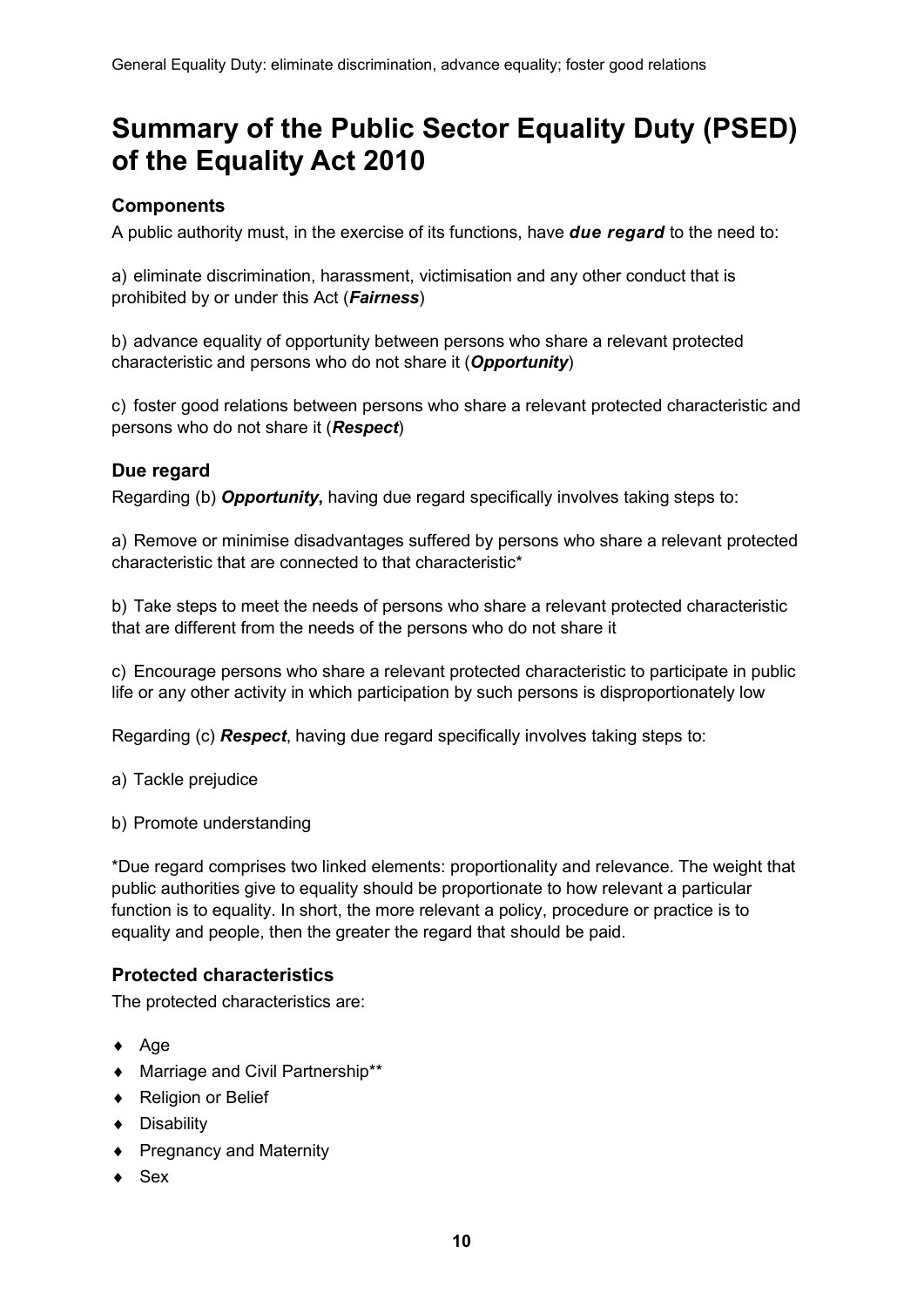# Summary of the Public Sector Equality Duty (PSED) of the Equality Act 2010

### Components

A public authority must, in the exercise of its functions, have ***due regard*** to the need to:

a) eliminate discrimination, harassment, victimisation and any other conduct that is prohibited by or under this Act (***Fairness***)

b) advance equality of opportunity between persons who share a relevant protected characteristic and persons who do not share it (***Opportunity***)

c) foster good relations between persons who share a relevant protected characteristic and persons who do not share it (***Respect***)

### Due regard

Regarding (b) ***Opportunity*****,** having due regard specifically involves taking steps to:

a) Remove or minimise disadvantages suffered by persons who share a relevant protected characteristic that are connected to that characteristic*

b) Take steps to meet the needs of persons who share a relevant protected characteristic that are different from the needs of the persons who do not share it

c) Encourage persons who share a relevant protected characteristic to participate in public life or any other activity in which participation by such persons is disproportionately low

Regarding (c) ***Respect***, having due regard specifically involves taking steps to:

a) Tackle prejudice

b) Promote understanding

*Due regard comprises two linked elements: proportionality and relevance. The weight that public authorities give to equality should be proportionate to how relevant a particular function is to equality. In short, the more relevant a policy, procedure or practice is to equality and people, then the greater the regard that should be paid.

### Protected characteristics

The protected characteristics are:

- Age
- Marriage and Civil Partnership**
- Religion or Belief
- Disability
- Pregnancy and Maternity
- Sex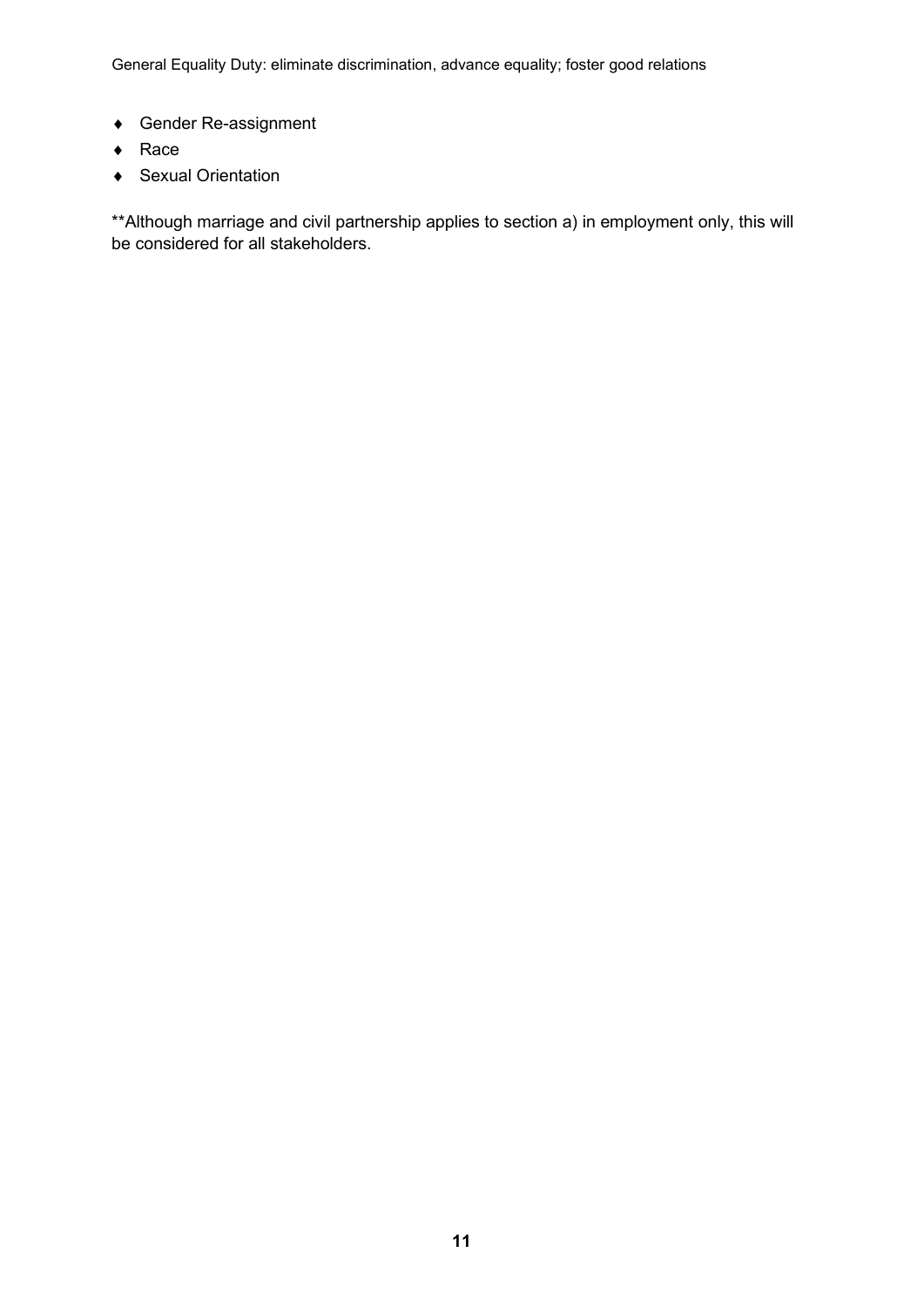- Gender Re-assignment
- Race
- Sexual Orientation

**Although marriage and civil partnership applies to section a) in employment only, this will be considered for all stakeholders.